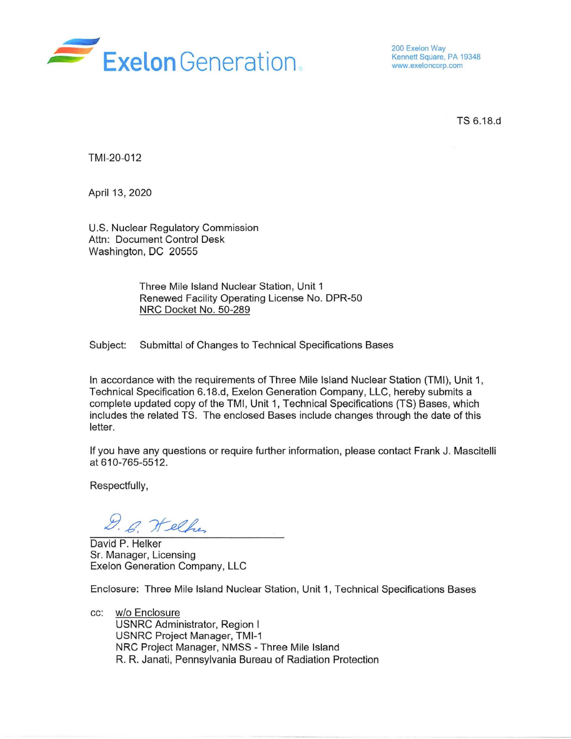Exelon Generation

200 Exelon Way
Kennett Square, PA 19348
www.exeloncorp.com

TS 6.18.d

TMI-20-012

April 13, 2020

U.S. Nuclear Regulatory Commission
Attn: Document Control Desk
Washington, DC 20555

Three Mile Island Nuclear Station, Unit 1
Renewed Facility Operating License No. DPR-50
NRC Docket No. 50-289

Subject: Submittal of Changes to Technical Specifications Bases

In accordance with the requirements of Three Mile Island Nuclear Station (TMI), Unit 1, Technical Specification 6.18.d, Exelon Generation Company, LLC, hereby submits a complete updated copy of the TMI, Unit 1, Technical Specifications (TS) Bases, which includes the related TS. The enclosed Bases include changes through the date of this letter.

If you have any questions or require further information, please contact Frank J. Mascitelli at 610-765-5512.

Respectfully,

D. P. Helker

David P. Helker
Sr. Manager, Licensing
Exelon Generation Company, LLC

Enclosure: Three Mile Island Nuclear Station, Unit 1, Technical Specifications Bases

cc: w/o Enclosure
USNRC Administrator, Region I
USNRC Project Manager, TMI-1
NRC Project Manager, NMSS - Three Mile Island
R. R. Janati, Pennsylvania Bureau of Radiation Protection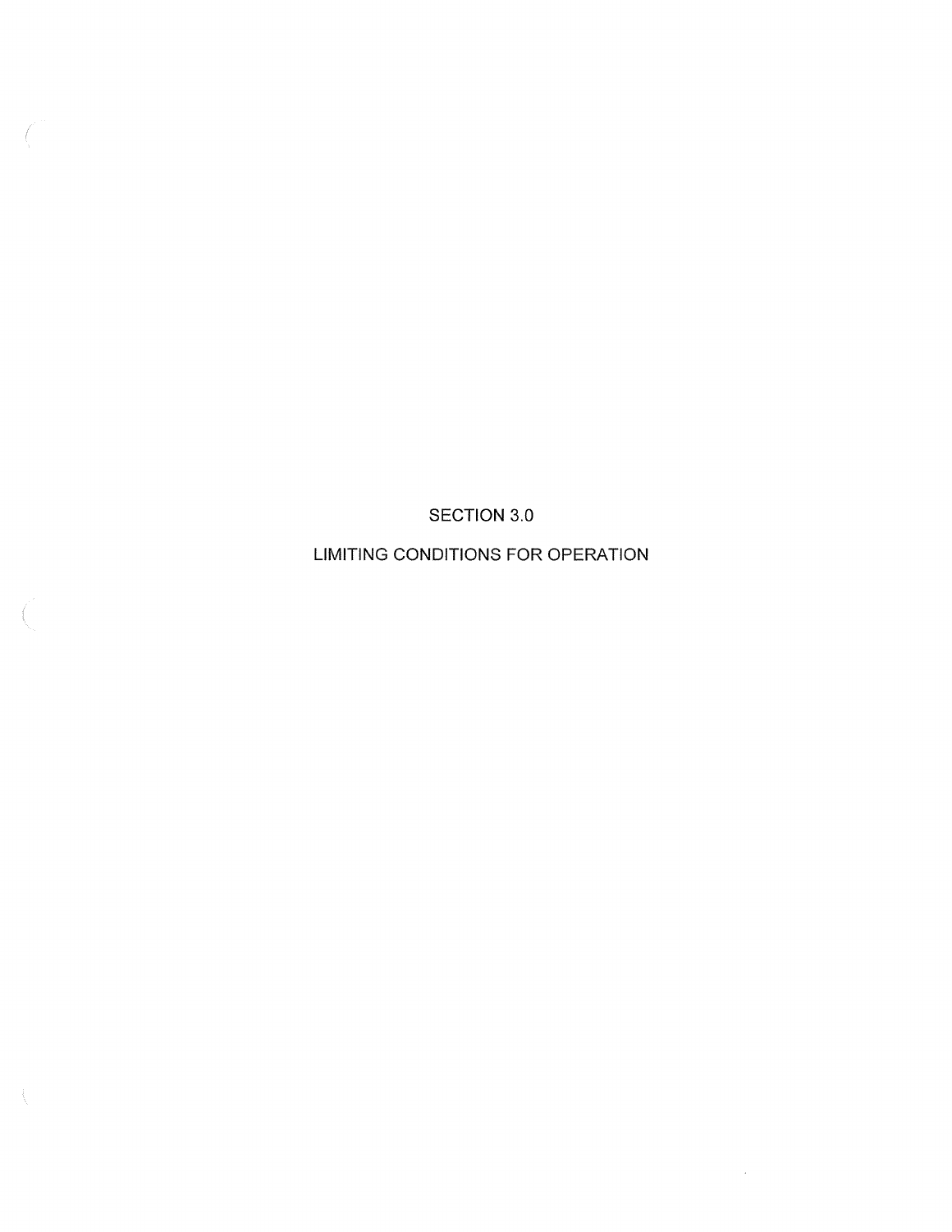# SECTION 3.0

# LIMITING CONDITIONS FOR OPERATION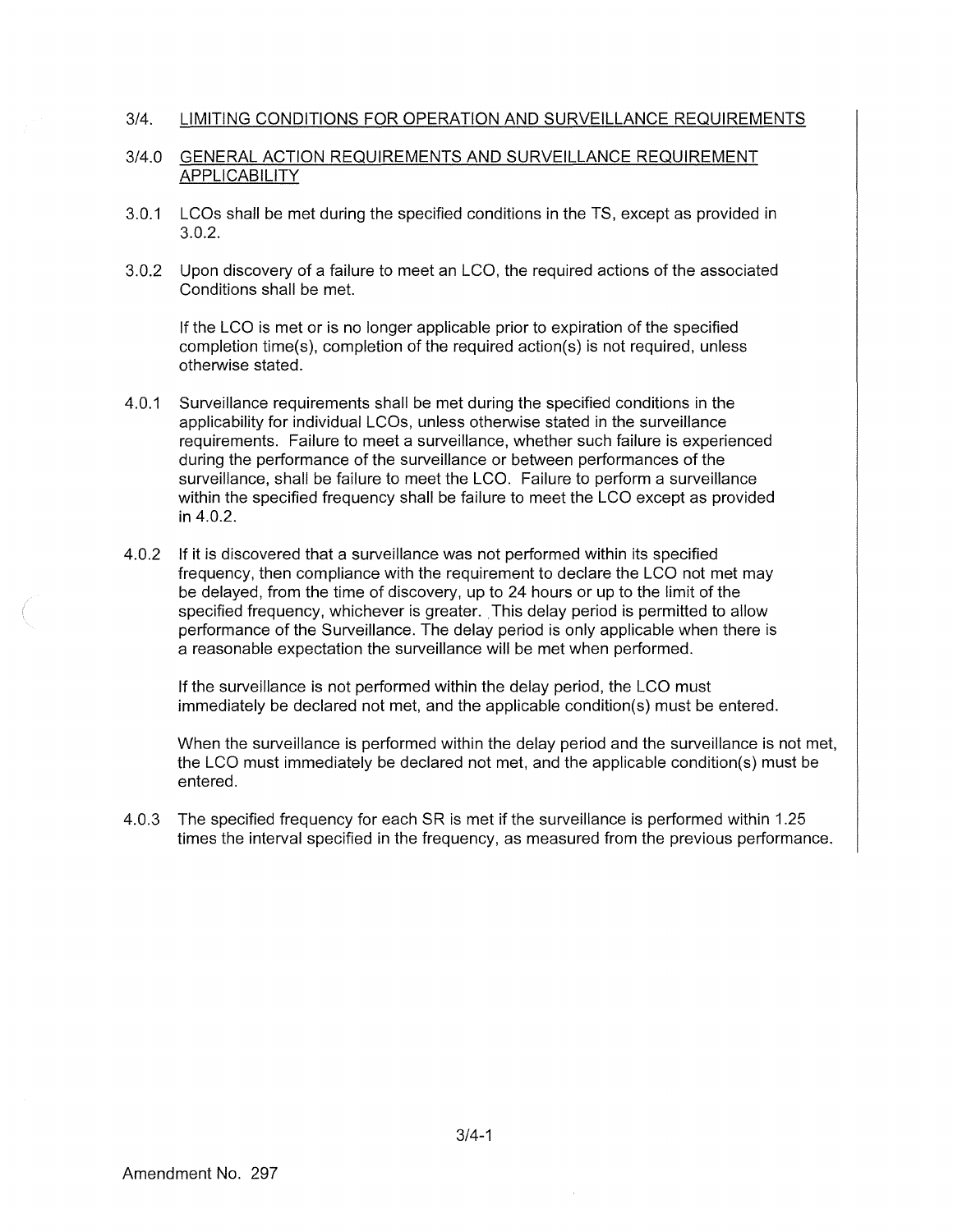## 3/4. LIMITING CONDITIONS FOR OPERATION AND SURVEILLANCE REQUIREMENTS

### 3/4.0 GENERAL ACTION REQUIREMENTS AND SURVEILLANCE REQUIREMENT APPLICABILITY

3.0.1 LCOs shall be met during the specified conditions in the TS, except as provided in 3.0.2.

3.0.2 Upon discovery of a failure to meet an LCO, the required actions of the associated Conditions shall be met.

If the LCO is met or is no longer applicable prior to expiration of the specified completion time(s), completion of the required action(s) is not required, unless otherwise stated.

4.0.1 Surveillance requirements shall be met during the specified conditions in the applicability for individual LCOs, unless otherwise stated in the surveillance requirements. Failure to meet a surveillance, whether such failure is experienced during the performance of the surveillance or between performances of the surveillance, shall be failure to meet the LCO. Failure to perform a surveillance within the specified frequency shall be failure to meet the LCO except as provided in 4.0.2.

4.0.2 If it is discovered that a surveillance was not performed within its specified frequency, then compliance with the requirement to declare the LCO not met may be delayed, from the time of discovery, up to 24 hours or up to the limit of the specified frequency, whichever is greater. This delay period is permitted to allow performance of the Surveillance. The delay period is only applicable when there is a reasonable expectation the surveillance will be met when performed.

If the surveillance is not performed within the delay period, the LCO must immediately be declared not met, and the applicable condition(s) must be entered.

When the surveillance is performed within the delay period and the surveillance is not met, the LCO must immediately be declared not met, and the applicable condition(s) must be entered.

4.0.3 The specified frequency for each SR is met if the surveillance is performed within 1.25 times the interval specified in the frequency, as measured from the previous performance.

Amendment No. 297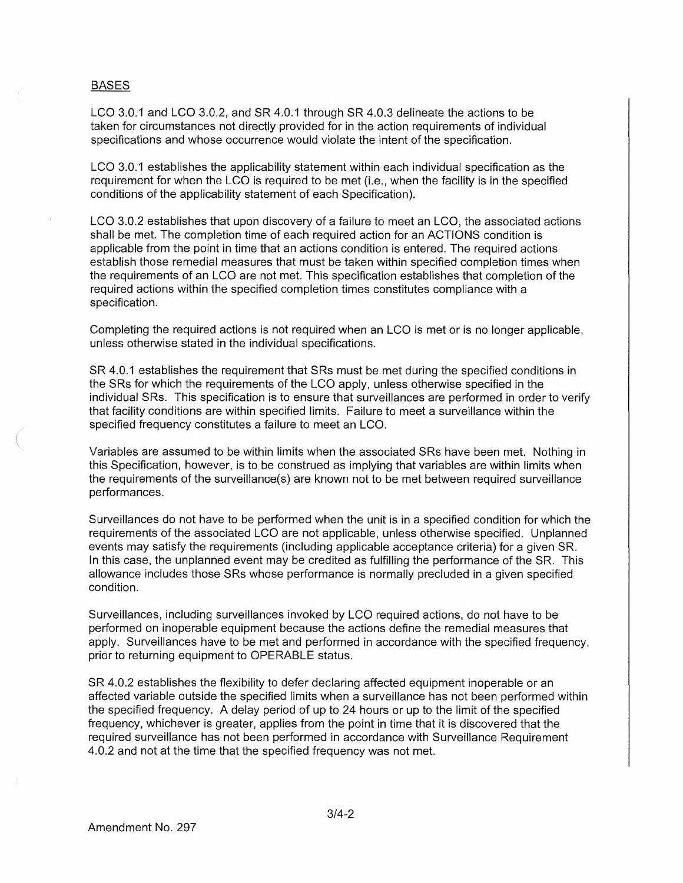BASES

LCO 3.0.1 and LCO 3.0.2, and SR 4.0.1 through SR 4.0.3 delineate the actions to be taken for circumstances not directly provided for in the action requirements of individual specifications and whose occurrence would violate the intent of the specification.

LCO 3.0.1 establishes the applicability statement within each individual specification as the requirement for when the LCO is required to be met (i.e., when the facility is in the specified conditions of the applicability statement of each Specification).

LCO 3.0.2 establishes that upon discovery of a failure to meet an LCO, the associated actions shall be met. The completion time of each required action for an ACTIONS condition is applicable from the point in time that an actions condition is entered. The required actions establish those remedial measures that must be taken within specified completion times when the requirements of an LCO are not met. This specification establishes that completion of the required actions within the specified completion times constitutes compliance with a specification.

Completing the required actions is not required when an LCO is met or is no longer applicable, unless otherwise stated in the individual specifications.

SR 4.0.1 establishes the requirement that SRs must be met during the specified conditions in the SRs for which the requirements of the LCO apply, unless otherwise specified in the individual SRs. This specification is to ensure that surveillances are performed in order to verify that facility conditions are within specified limits. Failure to meet a surveillance within the specified frequency constitutes a failure to meet an LCO.

Variables are assumed to be within limits when the associated SRs have been met. Nothing in this Specification, however, is to be construed as implying that variables are within limits when the requirements of the surveillance(s) are known not to be met between required surveillance performances.

Surveillances do not have to be performed when the unit is in a specified condition for which the requirements of the associated LCO are not applicable, unless otherwise specified. Unplanned events may satisfy the requirements (including applicable acceptance criteria) for a given SR. In this case, the unplanned event may be credited as fulfilling the performance of the SR. This allowance includes those SRs whose performance is normally precluded in a given specified condition.

Surveillances, including surveillances invoked by LCO required actions, do not have to be performed on inoperable equipment because the actions define the remedial measures that apply. Surveillances have to be met and performed in accordance with the specified frequency, prior to returning equipment to OPERABLE status.

SR 4.0.2 establishes the flexibility to defer declaring affected equipment inoperable or an affected variable outside the specified limits when a surveillance has not been performed within the specified frequency. A delay period of up to 24 hours or up to the limit of the specified frequency, whichever is greater, applies from the point in time that it is discovered that the required surveillance has not been performed in accordance with Surveillance Requirement 4.0.2 and not at the time that the specified frequency was not met.

Amendment No. 297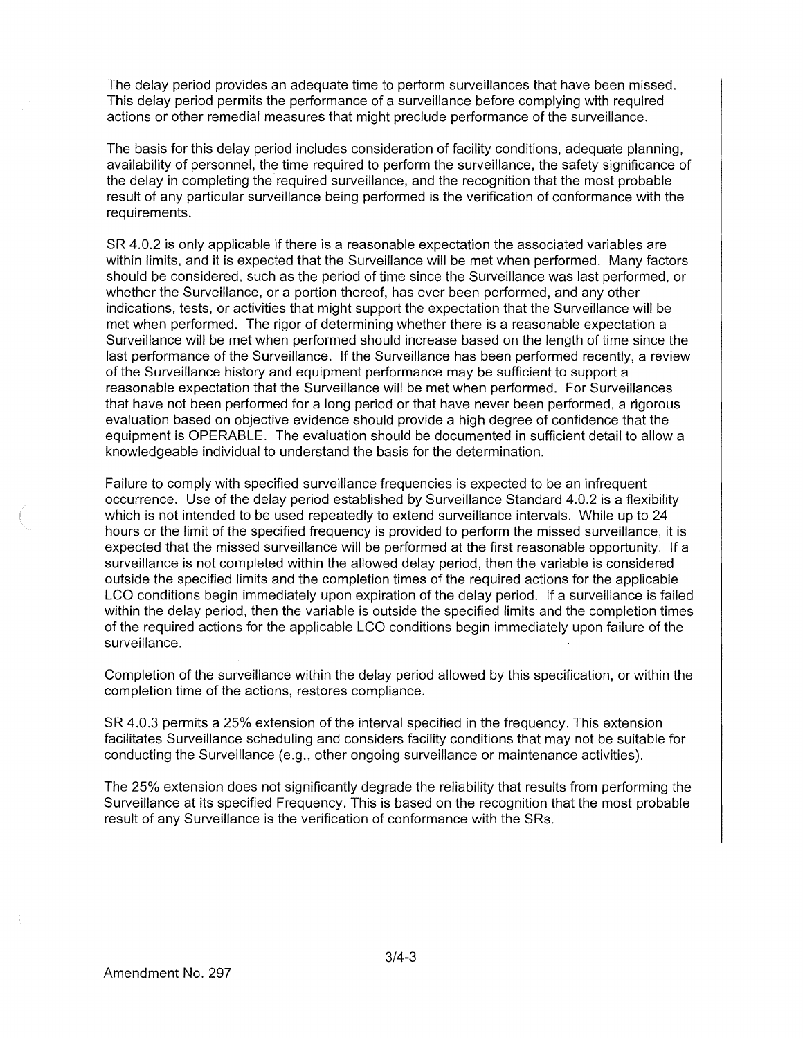The delay period provides an adequate time to perform surveillances that have been missed. This delay period permits the performance of a surveillance before complying with required actions or other remedial measures that might preclude performance of the surveillance.

The basis for this delay period includes consideration of facility conditions, adequate planning, availability of personnel, the time required to perform the surveillance, the safety significance of the delay in completing the required surveillance, and the recognition that the most probable result of any particular surveillance being performed is the verification of conformance with the requirements.

SR 4.0.2 is only applicable if there is a reasonable expectation the associated variables are within limits, and it is expected that the Surveillance will be met when performed. Many factors should be considered, such as the period of time since the Surveillance was last performed, or whether the Surveillance, or a portion thereof, has ever been performed, and any other indications, tests, or activities that might support the expectation that the Surveillance will be met when performed. The rigor of determining whether there is a reasonable expectation a Surveillance will be met when performed should increase based on the length of time since the last performance of the Surveillance. If the Surveillance has been performed recently, a review of the Surveillance history and equipment performance may be sufficient to support a reasonable expectation that the Surveillance will be met when performed. For Surveillances that have not been performed for a long period or that have never been performed, a rigorous evaluation based on objective evidence should provide a high degree of confidence that the equipment is OPERABLE. The evaluation should be documented in sufficient detail to allow a knowledgeable individual to understand the basis for the determination.

Failure to comply with specified surveillance frequencies is expected to be an infrequent occurrence. Use of the delay period established by Surveillance Standard 4.0.2 is a flexibility which is not intended to be used repeatedly to extend surveillance intervals. While up to 24 hours or the limit of the specified frequency is provided to perform the missed surveillance, it is expected that the missed surveillance will be performed at the first reasonable opportunity. If a surveillance is not completed within the allowed delay period, then the variable is considered outside the specified limits and the completion times of the required actions for the applicable LCO conditions begin immediately upon expiration of the delay period. If a surveillance is failed within the delay period, then the variable is outside the specified limits and the completion times of the required actions for the applicable LCO conditions begin immediately upon failure of the surveillance.

Completion of the surveillance within the delay period allowed by this specification, or within the completion time of the actions, restores compliance.

SR 4.0.3 permits a 25% extension of the interval specified in the frequency. This extension facilitates Surveillance scheduling and considers facility conditions that may not be suitable for conducting the Surveillance (e.g., other ongoing surveillance or maintenance activities).

The 25% extension does not significantly degrade the reliability that results from performing the Surveillance at its specified Frequency. This is based on the recognition that the most probable result of any Surveillance is the verification of conformance with the SRs.

Amendment No. 297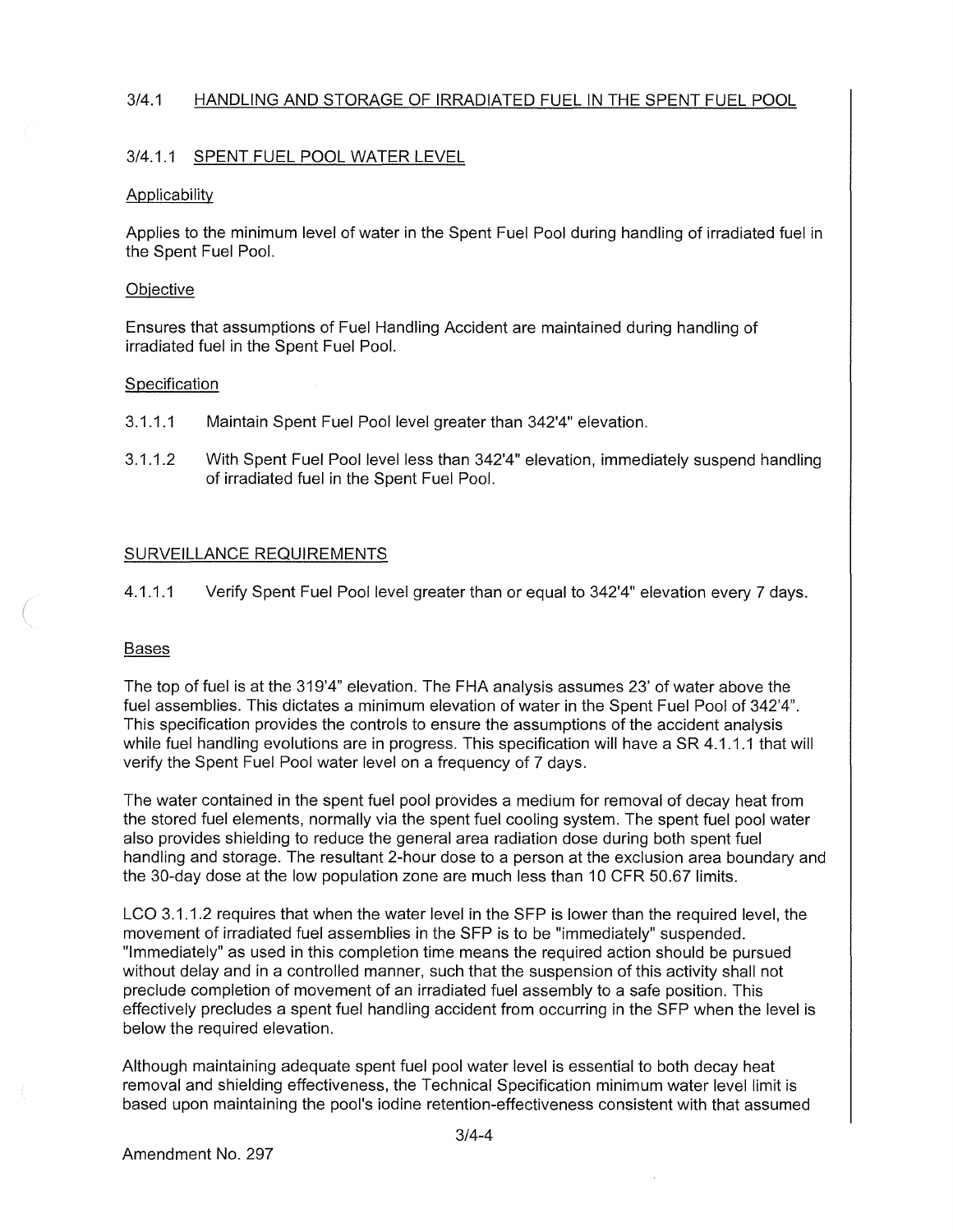## 3/4.1 HANDLING AND STORAGE OF IRRADIATED FUEL IN THE SPENT FUEL POOL

### 3/4.1.1 SPENT FUEL POOL WATER LEVEL

Applicability

Applies to the minimum level of water in the Spent Fuel Pool during handling of irradiated fuel in the Spent Fuel Pool.

Objective

Ensures that assumptions of Fuel Handling Accident are maintained during handling of irradiated fuel in the Spent Fuel Pool.

Specification

3.1.1.1 Maintain Spent Fuel Pool level greater than 342'4" elevation.

3.1.1.2 With Spent Fuel Pool level less than 342'4" elevation, immediately suspend handling of irradiated fuel in the Spent Fuel Pool.

SURVEILLANCE REQUIREMENTS

4.1.1.1 Verify Spent Fuel Pool level greater than or equal to 342'4" elevation every 7 days.

Bases

The top of fuel is at the 319'4" elevation. The FHA analysis assumes 23' of water above the fuel assemblies. This dictates a minimum elevation of water in the Spent Fuel Pool of 342'4". This specification provides the controls to ensure the assumptions of the accident analysis while fuel handling evolutions are in progress. This specification will have a SR 4.1.1.1 that will verify the Spent Fuel Pool water level on a frequency of 7 days.

The water contained in the spent fuel pool provides a medium for removal of decay heat from the stored fuel elements, normally via the spent fuel cooling system. The spent fuel pool water also provides shielding to reduce the general area radiation dose during both spent fuel handling and storage. The resultant 2-hour dose to a person at the exclusion area boundary and the 30-day dose at the low population zone are much less than 10 CFR 50.67 limits.

LCO 3.1.1.2 requires that when the water level in the SFP is lower than the required level, the movement of irradiated fuel assemblies in the SFP is to be "immediately" suspended. "Immediately" as used in this completion time means the required action should be pursued without delay and in a controlled manner, such that the suspension of this activity shall not preclude completion of movement of an irradiated fuel assembly to a safe position. This effectively precludes a spent fuel handling accident from occurring in the SFP when the level is below the required elevation.

Although maintaining adequate spent fuel pool water level is essential to both decay heat removal and shielding effectiveness, the Technical Specification minimum water level limit is based upon maintaining the pool's iodine retention-effectiveness consistent with that assumed

Amendment No. 297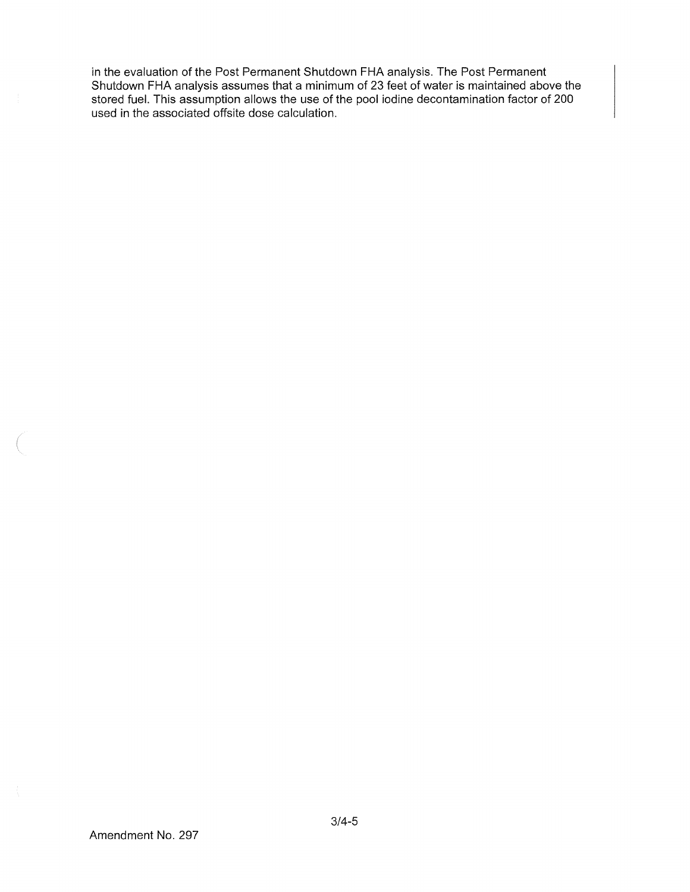in the evaluation of the Post Permanent Shutdown FHA analysis. The Post Permanent Shutdown FHA analysis assumes that a minimum of 23 feet of water is maintained above the stored fuel. This assumption allows the use of the pool iodine decontamination factor of 200 used in the associated offsite dose calculation.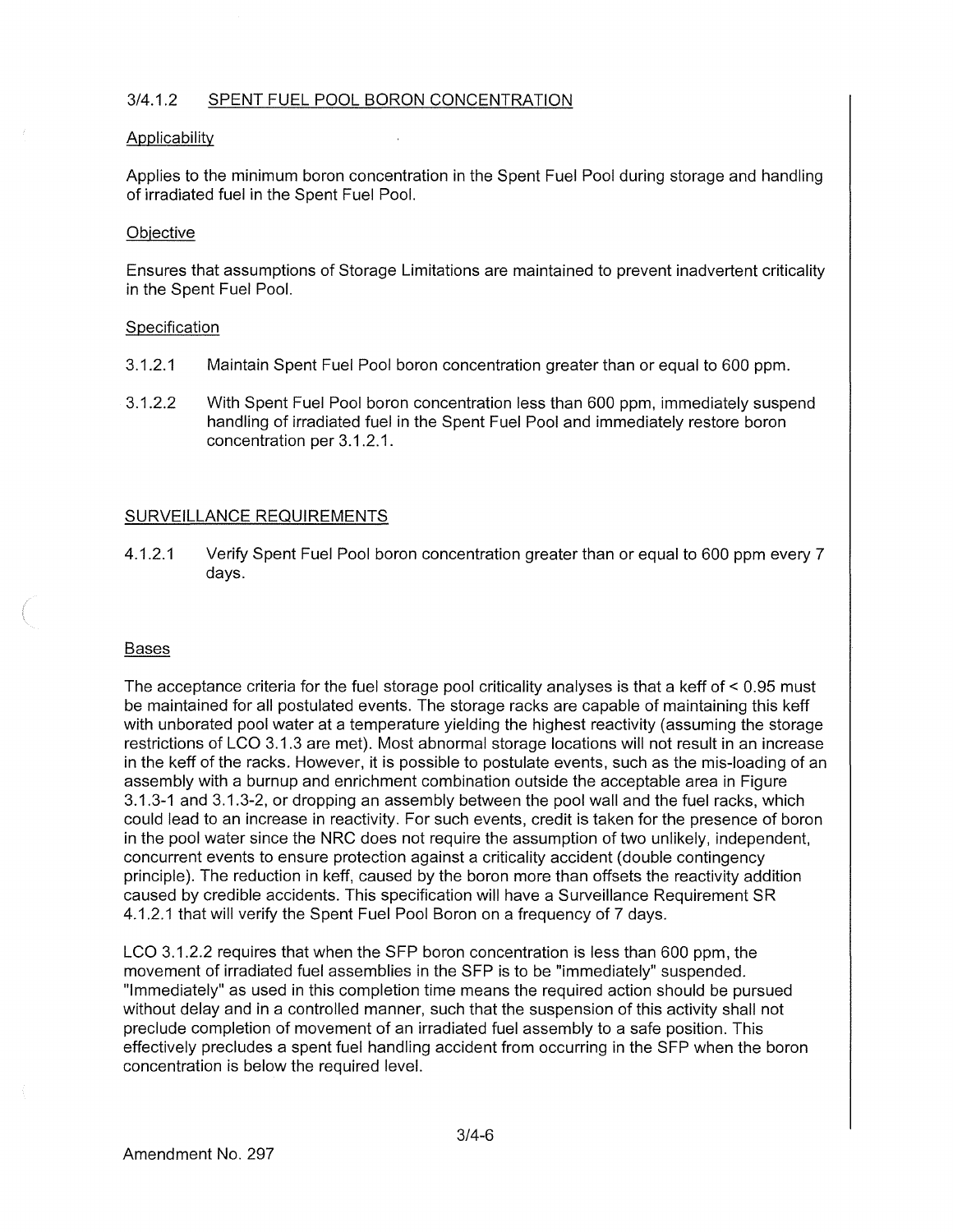## 3/4.1.2 SPENT FUEL POOL BORON CONCENTRATION

### Applicability

Applies to the minimum boron concentration in the Spent Fuel Pool during storage and handling of irradiated fuel in the Spent Fuel Pool.

### Objective

Ensures that assumptions of Storage Limitations are maintained to prevent inadvertent criticality in the Spent Fuel Pool.

### Specification

3.1.2.1 Maintain Spent Fuel Pool boron concentration greater than or equal to 600 ppm.

3.1.2.2 With Spent Fuel Pool boron concentration less than 600 ppm, immediately suspend handling of irradiated fuel in the Spent Fuel Pool and immediately restore boron concentration per 3.1.2.1.

### SURVEILLANCE REQUIREMENTS

4.1.2.1 Verify Spent Fuel Pool boron concentration greater than or equal to 600 ppm every 7 days.

### Bases

The acceptance criteria for the fuel storage pool criticality analyses is that a keff of < 0.95 must be maintained for all postulated events. The storage racks are capable of maintaining this keff with unborated pool water at a temperature yielding the highest reactivity (assuming the storage restrictions of LCO 3.1.3 are met). Most abnormal storage locations will not result in an increase in the keff of the racks. However, it is possible to postulate events, such as the mis-loading of an assembly with a burnup and enrichment combination outside the acceptable area in Figure 3.1.3-1 and 3.1.3-2, or dropping an assembly between the pool wall and the fuel racks, which could lead to an increase in reactivity. For such events, credit is taken for the presence of boron in the pool water since the NRC does not require the assumption of two unlikely, independent, concurrent events to ensure protection against a criticality accident (double contingency principle). The reduction in keff, caused by the boron more than offsets the reactivity addition caused by credible accidents. This specification will have a Surveillance Requirement SR 4.1.2.1 that will verify the Spent Fuel Pool Boron on a frequency of 7 days.

LCO 3.1.2.2 requires that when the SFP boron concentration is less than 600 ppm, the movement of irradiated fuel assemblies in the SFP is to be "immediately" suspended. "Immediately" as used in this completion time means the required action should be pursued without delay and in a controlled manner, such that the suspension of this activity shall not preclude completion of movement of an irradiated fuel assembly to a safe position. This effectively precludes a spent fuel handling accident from occurring in the SFP when the boron concentration is below the required level.

Amendment No. 297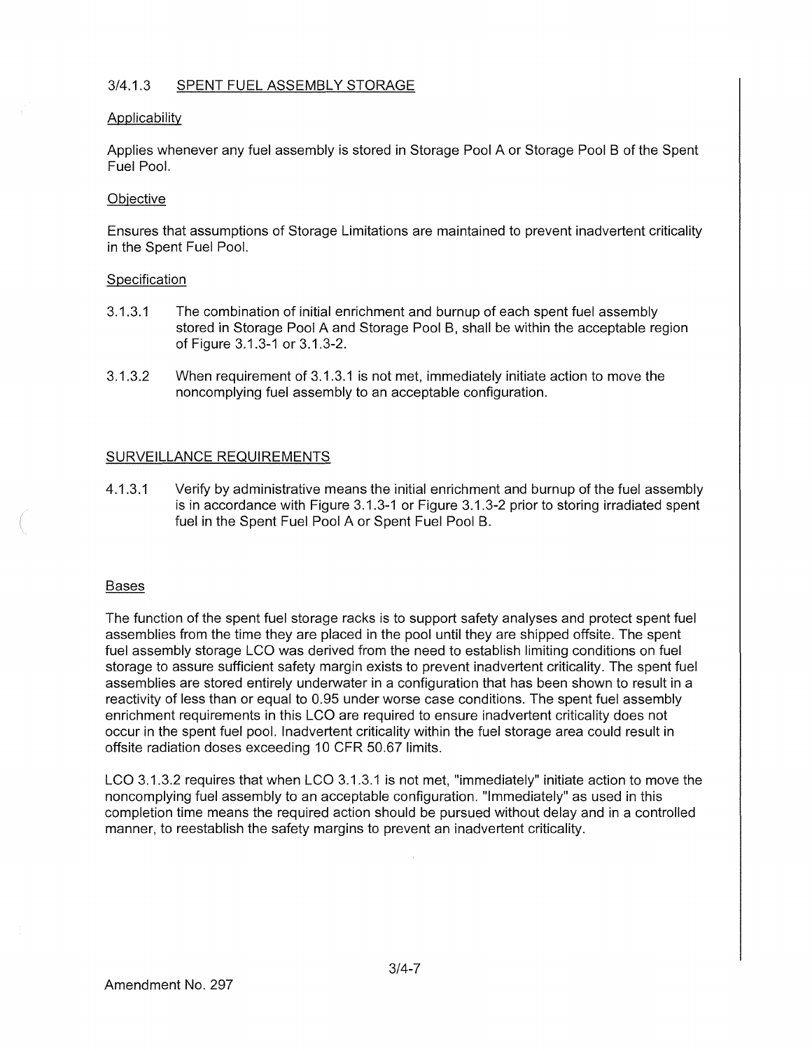## 3/4.1.3 SPENT FUEL ASSEMBLY STORAGE

### Applicability

Applies whenever any fuel assembly is stored in Storage Pool A or Storage Pool B of the Spent Fuel Pool.

### Objective

Ensures that assumptions of Storage Limitations are maintained to prevent inadvertent criticality in the Spent Fuel Pool.

### Specification

3.1.3.1 The combination of initial enrichment and burnup of each spent fuel assembly stored in Storage Pool A and Storage Pool B, shall be within the acceptable region of Figure 3.1.3-1 or 3.1.3-2.

3.1.3.2 When requirement of 3.1.3.1 is not met, immediately initiate action to move the noncomplying fuel assembly to an acceptable configuration.

### SURVEILLANCE REQUIREMENTS

4.1.3.1 Verify by administrative means the initial enrichment and burnup of the fuel assembly is in accordance with Figure 3.1.3-1 or Figure 3.1.3-2 prior to storing irradiated spent fuel in the Spent Fuel Pool A or Spent Fuel Pool B.

### Bases

The function of the spent fuel storage racks is to support safety analyses and protect spent fuel assemblies from the time they are placed in the pool until they are shipped offsite. The spent fuel assembly storage LCO was derived from the need to establish limiting conditions on fuel storage to assure sufficient safety margin exists to prevent inadvertent criticality. The spent fuel assemblies are stored entirely underwater in a configuration that has been shown to result in a reactivity of less than or equal to 0.95 under worse case conditions. The spent fuel assembly enrichment requirements in this LCO are required to ensure inadvertent criticality does not occur in the spent fuel pool. Inadvertent criticality within the fuel storage area could result in offsite radiation doses exceeding 10 CFR 50.67 limits.

LCO 3.1.3.2 requires that when LCO 3.1.3.1 is not met, "immediately" initiate action to move the noncomplying fuel assembly to an acceptable configuration. "Immediately" as used in this completion time means the required action should be pursued without delay and in a controlled manner, to reestablish the safety margins to prevent an inadvertent criticality.

Amendment No. 297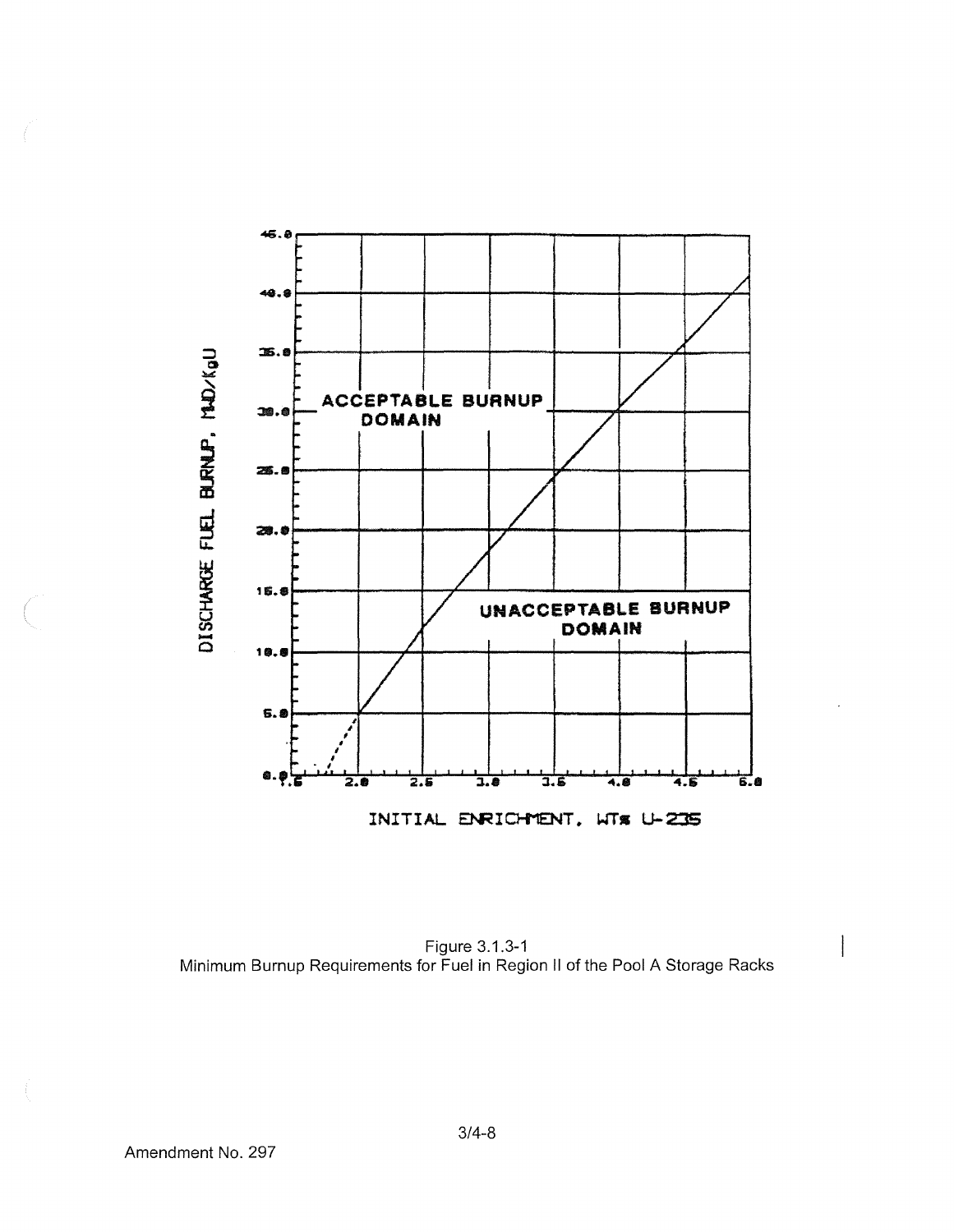Figure 3.1.3-1
Minimum Burnup Requirements for Fuel in Region II of the Pool A Storage Racks

Amendment No. 297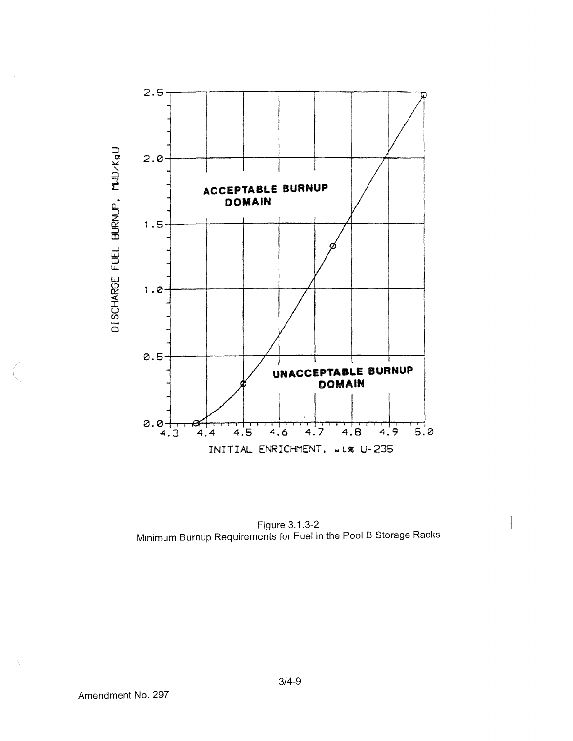Figure 3.1.3-2
Minimum Burnup Requirements for Fuel in the Pool B Storage Racks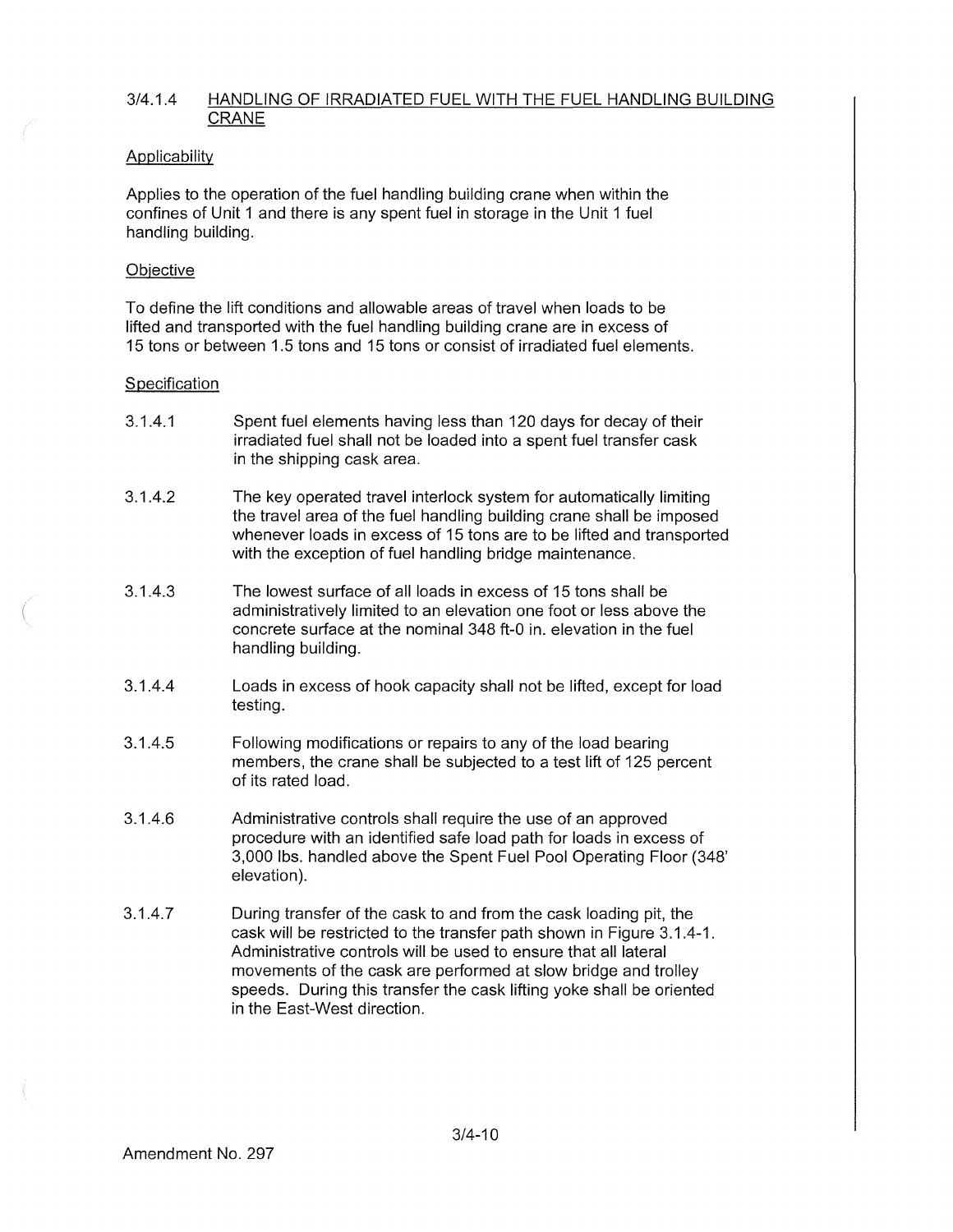## 3/4.1.4 HANDLING OF IRRADIATED FUEL WITH THE FUEL HANDLING BUILDING CRANE

### Applicability

Applies to the operation of the fuel handling building crane when within the confines of Unit 1 and there is any spent fuel in storage in the Unit 1 fuel handling building.

### Objective

To define the lift conditions and allowable areas of travel when loads to be lifted and transported with the fuel handling building crane are in excess of 15 tons or between 1.5 tons and 15 tons or consist of irradiated fuel elements.

### Specification

3.1.4.1 Spent fuel elements having less than 120 days for decay of their irradiated fuel shall not be loaded into a spent fuel transfer cask in the shipping cask area.

3.1.4.2 The key operated travel interlock system for automatically limiting the travel area of the fuel handling building crane shall be imposed whenever loads in excess of 15 tons are to be lifted and transported with the exception of fuel handling bridge maintenance.

3.1.4.3 The lowest surface of all loads in excess of 15 tons shall be administratively limited to an elevation one foot or less above the concrete surface at the nominal 348 ft-0 in. elevation in the fuel handling building.

3.1.4.4 Loads in excess of hook capacity shall not be lifted, except for load testing.

3.1.4.5 Following modifications or repairs to any of the load bearing members, the crane shall be subjected to a test lift of 125 percent of its rated load.

3.1.4.6 Administrative controls shall require the use of an approved procedure with an identified safe load path for loads in excess of 3,000 lbs. handled above the Spent Fuel Pool Operating Floor (348' elevation).

3.1.4.7 During transfer of the cask to and from the cask loading pit, the cask will be restricted to the transfer path shown in Figure 3.1.4-1. Administrative controls will be used to ensure that all lateral movements of the cask are performed at slow bridge and trolley speeds. During this transfer the cask lifting yoke shall be oriented in the East-West direction.

Amendment No. 297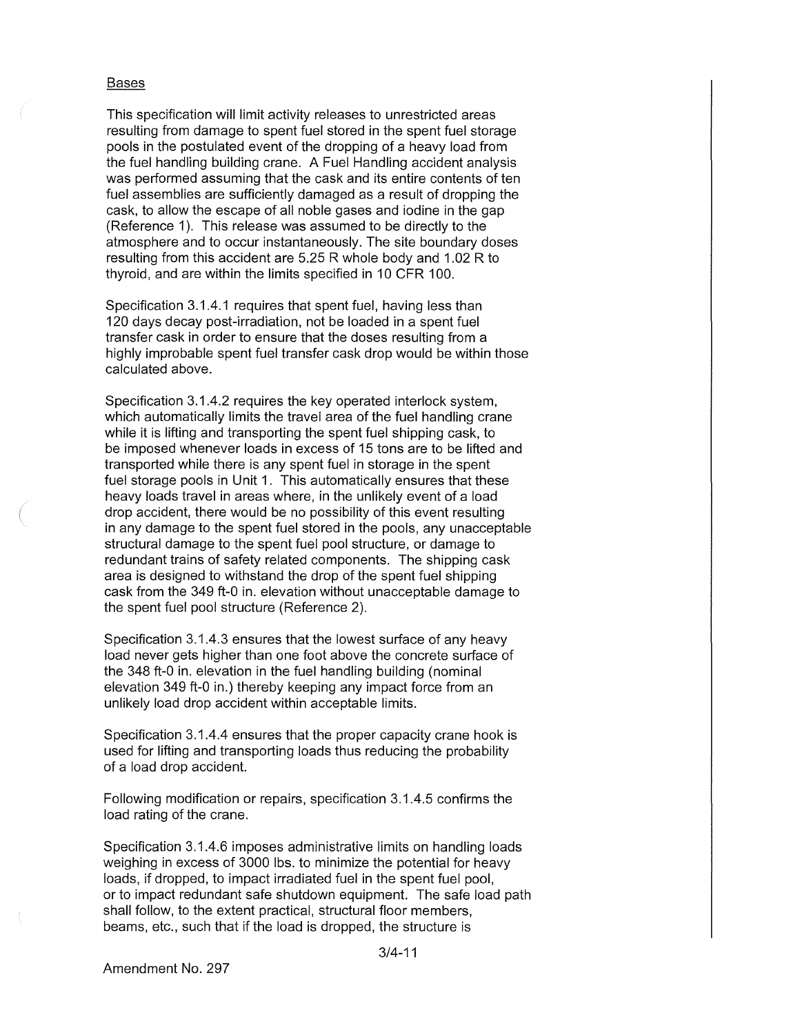Bases

This specification will limit activity releases to unrestricted areas resulting from damage to spent fuel stored in the spent fuel storage pools in the postulated event of the dropping of a heavy load from the fuel handling building crane. A Fuel Handling accident analysis was performed assuming that the cask and its entire contents of ten fuel assemblies are sufficiently damaged as a result of dropping the cask, to allow the escape of all noble gases and iodine in the gap (Reference 1). This release was assumed to be directly to the atmosphere and to occur instantaneously. The site boundary doses resulting from this accident are 5.25 R whole body and 1.02 R to thyroid, and are within the limits specified in 10 CFR 100.

Specification 3.1.4.1 requires that spent fuel, having less than 120 days decay post-irradiation, not be loaded in a spent fuel transfer cask in order to ensure that the doses resulting from a highly improbable spent fuel transfer cask drop would be within those calculated above.

Specification 3.1.4.2 requires the key operated interlock system, which automatically limits the travel area of the fuel handling crane while it is lifting and transporting the spent fuel shipping cask, to be imposed whenever loads in excess of 15 tons are to be lifted and transported while there is any spent fuel in storage in the spent fuel storage pools in Unit 1. This automatically ensures that these heavy loads travel in areas where, in the unlikely event of a load drop accident, there would be no possibility of this event resulting in any damage to the spent fuel stored in the pools, any unacceptable structural damage to the spent fuel pool structure, or damage to redundant trains of safety related components. The shipping cask area is designed to withstand the drop of the spent fuel shipping cask from the 349 ft-0 in. elevation without unacceptable damage to the spent fuel pool structure (Reference 2).

Specification 3.1.4.3 ensures that the lowest surface of any heavy load never gets higher than one foot above the concrete surface of the 348 ft-0 in. elevation in the fuel handling building (nominal elevation 349 ft-0 in.) thereby keeping any impact force from an unlikely load drop accident within acceptable limits.

Specification 3.1.4.4 ensures that the proper capacity crane hook is used for lifting and transporting loads thus reducing the probability of a load drop accident.

Following modification or repairs, specification 3.1.4.5 confirms the load rating of the crane.

Specification 3.1.4.6 imposes administrative limits on handling loads weighing in excess of 3000 lbs. to minimize the potential for heavy loads, if dropped, to impact irradiated fuel in the spent fuel pool, or to impact redundant safe shutdown equipment. The safe load path shall follow, to the extent practical, structural floor members, beams, etc., such that if the load is dropped, the structure is

Amendment No. 297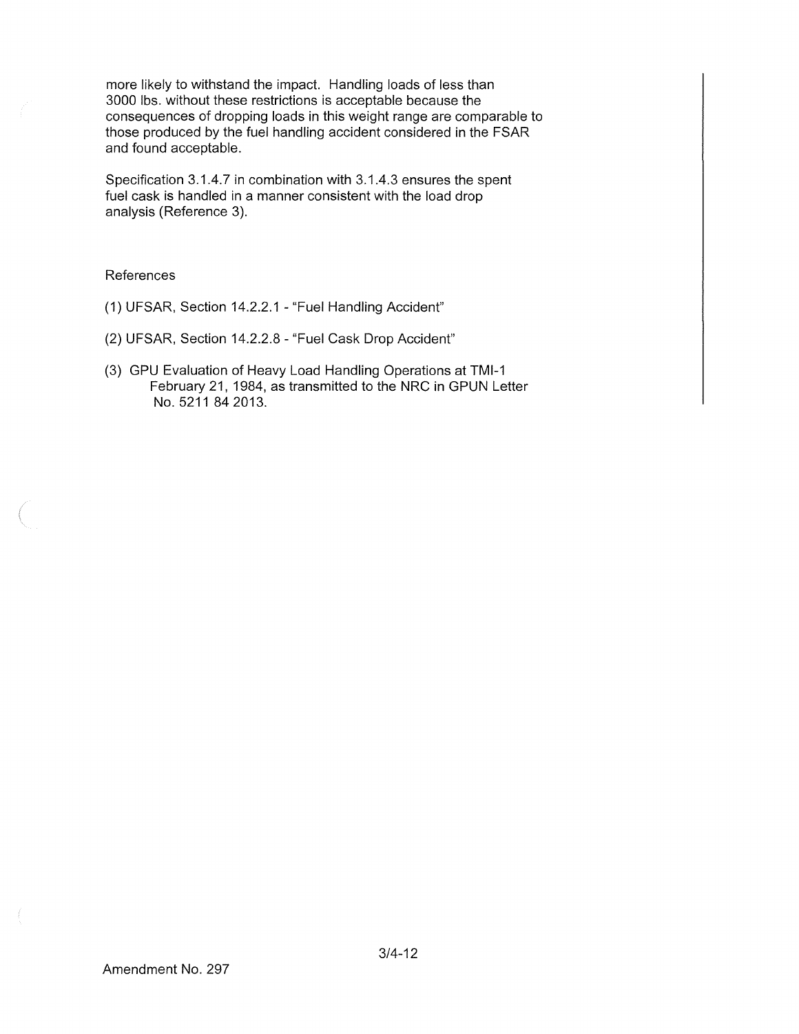more likely to withstand the impact. Handling loads of less than 3000 lbs. without these restrictions is acceptable because the consequences of dropping loads in this weight range are comparable to those produced by the fuel handling accident considered in the FSAR and found acceptable.

Specification 3.1.4.7 in combination with 3.1.4.3 ensures the spent fuel cask is handled in a manner consistent with the load drop analysis (Reference 3).

References

(1) UFSAR, Section 14.2.2.1 - "Fuel Handling Accident"

(2) UFSAR, Section 14.2.2.8 - "Fuel Cask Drop Accident"

(3) GPU Evaluation of Heavy Load Handling Operations at TMI-1 February 21, 1984, as transmitted to the NRC in GPUN Letter No. 5211 84 2013.

Amendment No. 297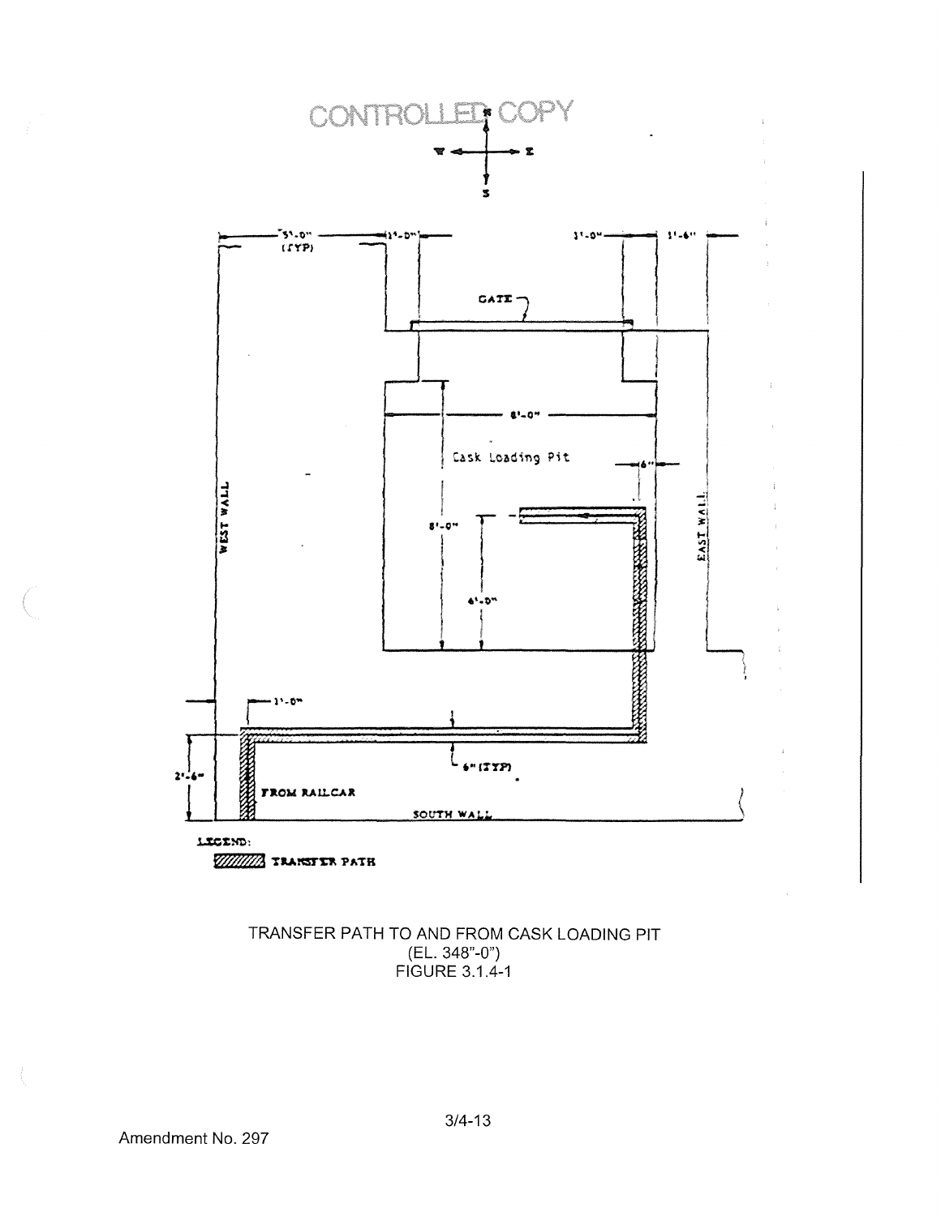CONTROLLED COPY

N

W E

S

5'-0" (TYP)

1'-0"

1'-0"

1'-6"

GATE

8'-0"

Cask Loading Pit

6"

8'-0"

6'-0"

WEST WALL

EAST WALL

1'-0"

2'-6"

6" (TYP)

FROM RAILCAR

SOUTH WALL

LEGEND:

TRANSFER PATH

TRANSFER PATH TO AND FROM CASK LOADING PIT
(EL. 348"-0")
FIGURE 3.1.4-1

3/4-13

Amendment No. 297